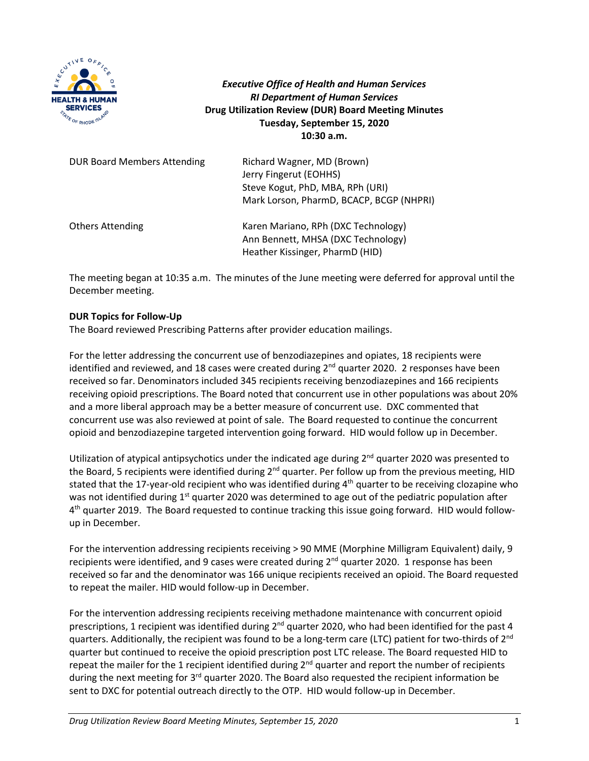*Executive Office of Health and Human Services*
*RI Department of Human Services*
**Drug Utilization Review (DUR) Board Meeting Minutes**
**Tuesday, September 15, 2020**
**10:30 a.m.**

| | |
|---|---|
| DUR Board Members Attending | Richard Wagner, MD (Brown)<br>Jerry Fingerut (EOHHS)<br>Steve Kogut, PhD, MBA, RPh (URI)<br>Mark Lorson, PharmD, BCACP, BCGP (NHPRI) |
| Others Attending | Karen Mariano, RPh (DXC Technology)<br>Ann Bennett, MHSA (DXC Technology)<br>Heather Kissinger, PharmD (HID) |

The meeting began at 10:35 a.m. The minutes of the June meeting were deferred for approval until the December meeting.

**DUR Topics for Follow-Up**

The Board reviewed Prescribing Patterns after provider education mailings.

For the letter addressing the concurrent use of benzodiazepines and opiates, 18 recipients were identified and reviewed, and 18 cases were created during 2nd quarter 2020. 2 responses have been received so far. Denominators included 345 recipients receiving benzodiazepines and 166 recipients receiving opioid prescriptions. The Board noted that concurrent use in other populations was about 20% and a more liberal approach may be a better measure of concurrent use. DXC commented that concurrent use was also reviewed at point of sale. The Board requested to continue the concurrent opioid and benzodiazepine targeted intervention going forward. HID would follow up in December.

Utilization of atypical antipsychotics under the indicated age during 2nd quarter 2020 was presented to the Board, 5 recipients were identified during 2nd quarter. Per follow up from the previous meeting, HID stated that the 17-year-old recipient who was identified during 4th quarter to be receiving clozapine who was not identified during 1st quarter 2020 was determined to age out of the pediatric population after 4th quarter 2019. The Board requested to continue tracking this issue going forward. HID would follow-up in December.

For the intervention addressing recipients receiving > 90 MME (Morphine Milligram Equivalent) daily, 9 recipients were identified, and 9 cases were created during 2nd quarter 2020. 1 response has been received so far and the denominator was 166 unique recipients received an opioid. The Board requested to repeat the mailer. HID would follow-up in December.

For the intervention addressing recipients receiving methadone maintenance with concurrent opioid prescriptions, 1 recipient was identified during 2nd quarter 2020, who had been identified for the past 4 quarters. Additionally, the recipient was found to be a long-term care (LTC) patient for two-thirds of 2nd quarter but continued to receive the opioid prescription post LTC release. The Board requested HID to repeat the mailer for the 1 recipient identified during 2nd quarter and report the number of recipients during the next meeting for 3rd quarter 2020. The Board also requested the recipient information be sent to DXC for potential outreach directly to the OTP. HID would follow-up in December.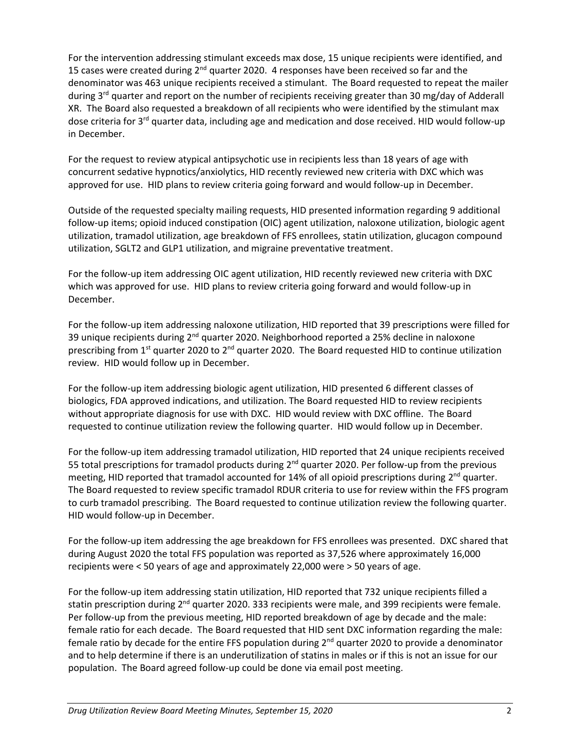For the intervention addressing stimulant exceeds max dose, 15 unique recipients were identified, and 15 cases were created during 2nd quarter 2020. 4 responses have been received so far and the denominator was 463 unique recipients received a stimulant. The Board requested to repeat the mailer during 3rd quarter and report on the number of recipients receiving greater than 30 mg/day of Adderall XR. The Board also requested a breakdown of all recipients who were identified by the stimulant max dose criteria for 3rd quarter data, including age and medication and dose received. HID would follow-up in December.

For the request to review atypical antipsychotic use in recipients less than 18 years of age with concurrent sedative hypnotics/anxiolytics, HID recently reviewed new criteria with DXC which was approved for use. HID plans to review criteria going forward and would follow-up in December.

Outside of the requested specialty mailing requests, HID presented information regarding 9 additional follow-up items; opioid induced constipation (OIC) agent utilization, naloxone utilization, biologic agent utilization, tramadol utilization, age breakdown of FFS enrollees, statin utilization, glucagon compound utilization, SGLT2 and GLP1 utilization, and migraine preventative treatment.

For the follow-up item addressing OIC agent utilization, HID recently reviewed new criteria with DXC which was approved for use. HID plans to review criteria going forward and would follow-up in December.

For the follow-up item addressing naloxone utilization, HID reported that 39 prescriptions were filled for 39 unique recipients during 2nd quarter 2020. Neighborhood reported a 25% decline in naloxone prescribing from 1st quarter 2020 to 2nd quarter 2020. The Board requested HID to continue utilization review. HID would follow up in December.

For the follow-up item addressing biologic agent utilization, HID presented 6 different classes of biologics, FDA approved indications, and utilization. The Board requested HID to review recipients without appropriate diagnosis for use with DXC. HID would review with DXC offline. The Board requested to continue utilization review the following quarter. HID would follow up in December.

For the follow-up item addressing tramadol utilization, HID reported that 24 unique recipients received 55 total prescriptions for tramadol products during 2nd quarter 2020. Per follow-up from the previous meeting, HID reported that tramadol accounted for 14% of all opioid prescriptions during 2nd quarter. The Board requested to review specific tramadol RDUR criteria to use for review within the FFS program to curb tramadol prescribing. The Board requested to continue utilization review the following quarter. HID would follow-up in December.

For the follow-up item addressing the age breakdown for FFS enrollees was presented. DXC shared that during August 2020 the total FFS population was reported as 37,526 where approximately 16,000 recipients were < 50 years of age and approximately 22,000 were > 50 years of age.

For the follow-up item addressing statin utilization, HID reported that 732 unique recipients filled a statin prescription during 2nd quarter 2020. 333 recipients were male, and 399 recipients were female. Per follow-up from the previous meeting, HID reported breakdown of age by decade and the male: female ratio for each decade. The Board requested that HID sent DXC information regarding the male: female ratio by decade for the entire FFS population during 2nd quarter 2020 to provide a denominator and to help determine if there is an underutilization of statins in males or if this is not an issue for our population. The Board agreed follow-up could be done via email post meeting.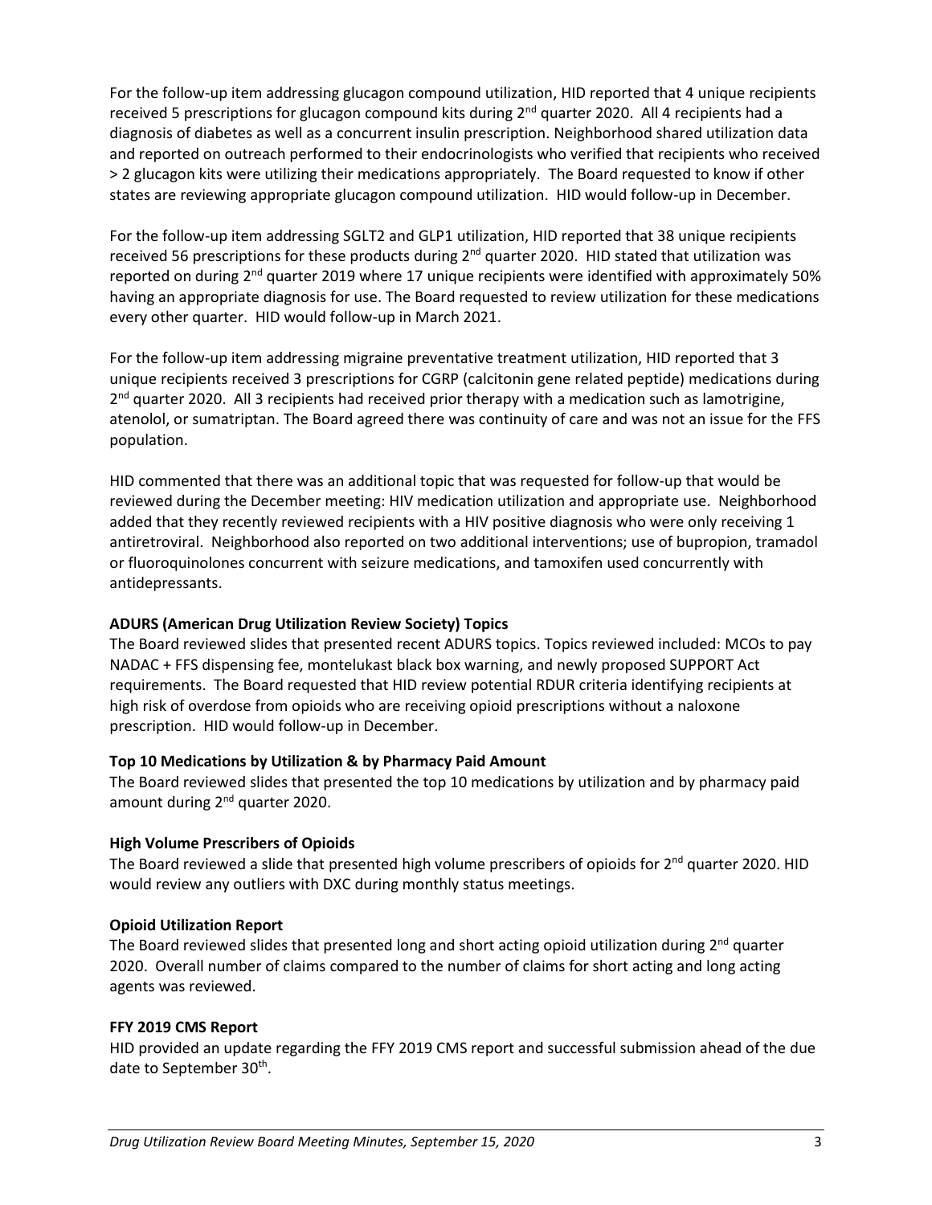For the follow-up item addressing glucagon compound utilization, HID reported that 4 unique recipients received 5 prescriptions for glucagon compound kits during 2nd quarter 2020. All 4 recipients had a diagnosis of diabetes as well as a concurrent insulin prescription. Neighborhood shared utilization data and reported on outreach performed to their endocrinologists who verified that recipients who received > 2 glucagon kits were utilizing their medications appropriately. The Board requested to know if other states are reviewing appropriate glucagon compound utilization. HID would follow-up in December.

For the follow-up item addressing SGLT2 and GLP1 utilization, HID reported that 38 unique recipients received 56 prescriptions for these products during 2nd quarter 2020. HID stated that utilization was reported on during 2nd quarter 2019 where 17 unique recipients were identified with approximately 50% having an appropriate diagnosis for use. The Board requested to review utilization for these medications every other quarter. HID would follow-up in March 2021.

For the follow-up item addressing migraine preventative treatment utilization, HID reported that 3 unique recipients received 3 prescriptions for CGRP (calcitonin gene related peptide) medications during 2nd quarter 2020. All 3 recipients had received prior therapy with a medication such as lamotrigine, atenolol, or sumatriptan. The Board agreed there was continuity of care and was not an issue for the FFS population.

HID commented that there was an additional topic that was requested for follow-up that would be reviewed during the December meeting: HIV medication utilization and appropriate use. Neighborhood added that they recently reviewed recipients with a HIV positive diagnosis who were only receiving 1 antiretroviral. Neighborhood also reported on two additional interventions; use of bupropion, tramadol or fluoroquinolones concurrent with seizure medications, and tamoxifen used concurrently with antidepressants.

**ADURS (American Drug Utilization Review Society) Topics**

The Board reviewed slides that presented recent ADURS topics. Topics reviewed included: MCOs to pay NADAC + FFS dispensing fee, montelukast black box warning, and newly proposed SUPPORT Act requirements. The Board requested that HID review potential RDUR criteria identifying recipients at high risk of overdose from opioids who are receiving opioid prescriptions without a naloxone prescription. HID would follow-up in December.

**Top 10 Medications by Utilization & by Pharmacy Paid Amount**

The Board reviewed slides that presented the top 10 medications by utilization and by pharmacy paid amount during 2nd quarter 2020.

**High Volume Prescribers of Opioids**

The Board reviewed a slide that presented high volume prescribers of opioids for 2nd quarter 2020. HID would review any outliers with DXC during monthly status meetings.

**Opioid Utilization Report**

The Board reviewed slides that presented long and short acting opioid utilization during 2nd quarter 2020. Overall number of claims compared to the number of claims for short acting and long acting agents was reviewed.

**FFY 2019 CMS Report**

HID provided an update regarding the FFY 2019 CMS report and successful submission ahead of the due date to September 30th.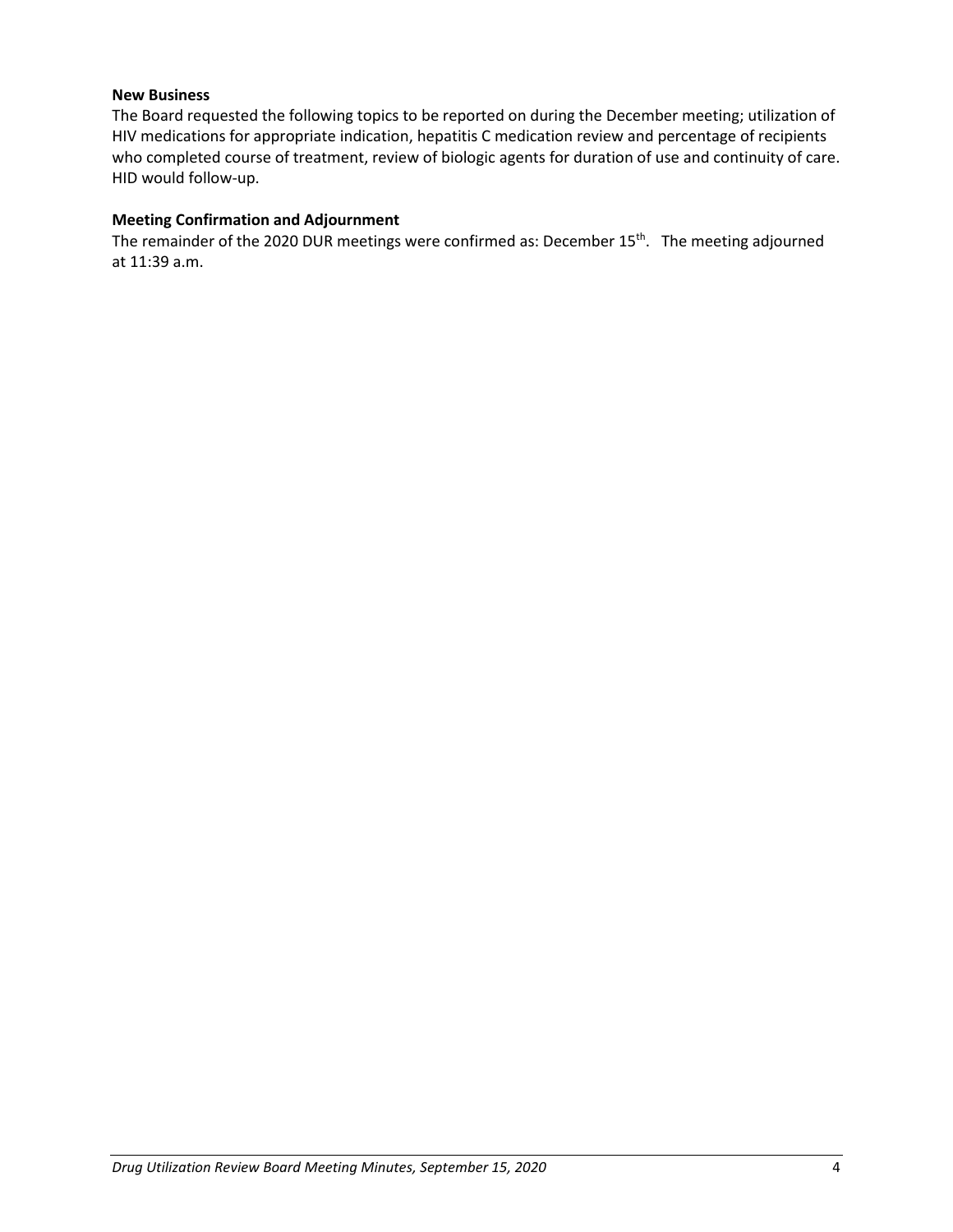**New Business**

The Board requested the following topics to be reported on during the December meeting; utilization of HIV medications for appropriate indication, hepatitis C medication review and percentage of recipients who completed course of treatment, review of biologic agents for duration of use and continuity of care. HID would follow-up.

**Meeting Confirmation and Adjournment**

The remainder of the 2020 DUR meetings were confirmed as: December 15th. The meeting adjourned at 11:39 a.m.